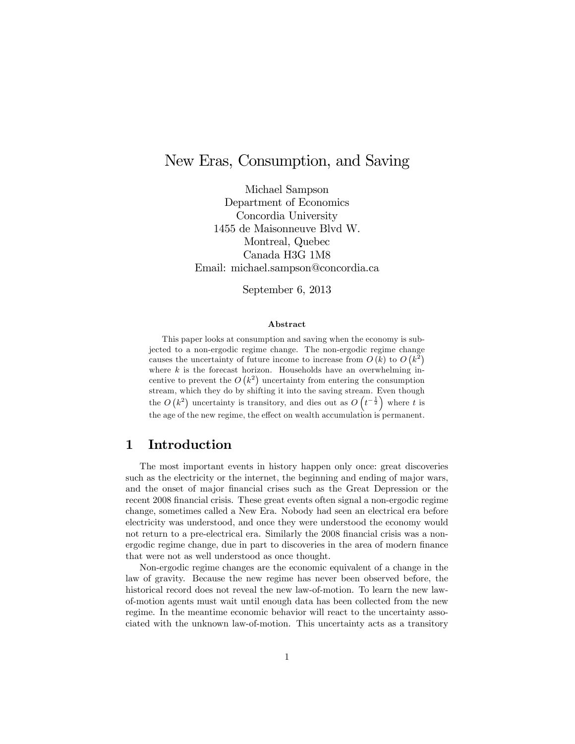# New Eras, Consumption, and Saving

Michael Sampson
Department of Economics
Concordia University
1455 de Maisonneuve Blvd W.
Montreal, Quebec
Canada H3G 1M8
Email: michael.sampson@concordia.ca

September 6, 2013

### Abstract

This paper looks at consumption and saving when the economy is subjected to a non-ergodic regime change. The non-ergodic regime change causes the uncertainty of future income to increase from $O(k)$ to $O(k^2)$ where $k$ is the forecast horizon. Households have an overwhelming incentive to prevent the $O(k^2)$ uncertainty from entering the consumption stream, which they do by shifting it into the saving stream. Even though the $O(k^2)$ uncertainty is transitory, and dies out as $O\left(t^{-\frac{1}{2}}\right)$ where $t$ is the age of the new regime, the effect on wealth accumulation is permanent.

## 1 Introduction

The most important events in history happen only once: great discoveries such as the electricity or the internet, the beginning and ending of major wars, and the onset of major financial crises such as the Great Depression or the recent 2008 financial crisis. These great events often signal a non-ergodic regime change, sometimes called a New Era. Nobody had seen an electrical era before electricity was understood, and once they were understood the economy would not return to a pre-electrical era. Similarly the 2008 financial crisis was a non-ergodic regime change, due in part to discoveries in the area of modern finance that were not as well understood as once thought.

Non-ergodic regime changes are the economic equivalent of a change in the law of gravity. Because the new regime has never been observed before, the historical record does not reveal the new law-of-motion. To learn the new law-of-motion agents must wait until enough data has been collected from the new regime. In the meantime economic behavior will react to the uncertainty associated with the unknown law-of-motion. This uncertainty acts as a transitory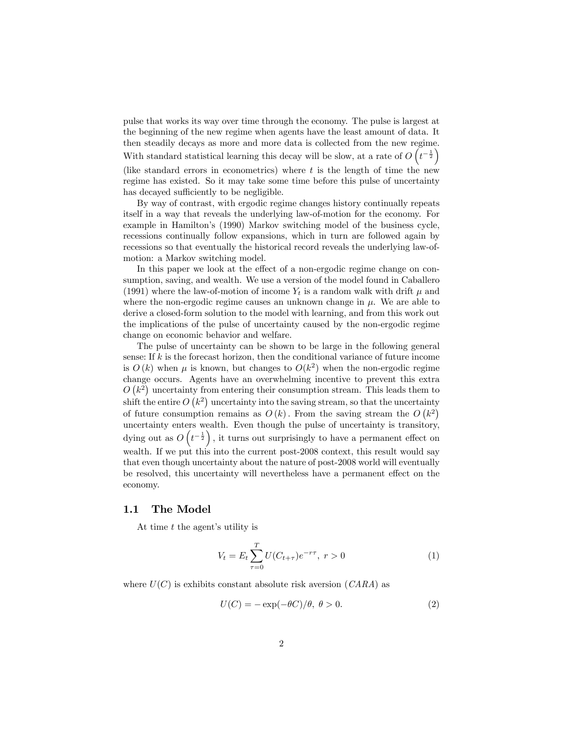pulse that works its way over time through the economy. The pulse is largest at the beginning of the new regime when agents have the least amount of data. It then steadily decays as more and more data is collected from the new regime. With standard statistical learning this decay will be slow, at a rate of $O\left(t^{-\frac{1}{2}}\right)$ (like standard errors in econometrics) where $t$ is the length of time the new regime has existed. So it may take some time before this pulse of uncertainty has decayed sufficiently to be negligible.

By way of contrast, with ergodic regime changes history continually repeats itself in a way that reveals the underlying law-of-motion for the economy. For example in Hamilton's (1990) Markov switching model of the business cycle, recessions continually follow expansions, which in turn are followed again by recessions so that eventually the historical record reveals the underlying law-of-motion: a Markov switching model.

In this paper we look at the effect of a non-ergodic regime change on consumption, saving, and wealth. We use a version of the model found in Caballero (1991) where the law-of-motion of income $Y_t$ is a random walk with drift $\mu$ and where the non-ergodic regime causes an unknown change in $\mu$. We are able to derive a closed-form solution to the model with learning, and from this work out the implications of the pulse of uncertainty caused by the non-ergodic regime change on economic behavior and welfare.

The pulse of uncertainty can be shown to be large in the following general sense: If $k$ is the forecast horizon, then the conditional variance of future income is $O(k)$ when $\mu$ is known, but changes to $O(k^2)$ when the non-ergodic regime change occurs. Agents have an overwhelming incentive to prevent this extra $O(k^2)$ uncertainty from entering their consumption stream. This leads them to shift the entire $O(k^2)$ uncertainty into the saving stream, so that the uncertainty of future consumption remains as $O(k)$. From the saving stream the $O(k^2)$ uncertainty enters wealth. Even though the pulse of uncertainty is transitory, dying out as $O\left(t^{-\frac{1}{2}}\right)$, it turns out surprisingly to have a permanent effect on wealth. If we put this into the current post-2008 context, this result would say that even though uncertainty about the nature of post-2008 world will eventually be resolved, this uncertainty will nevertheless have a permanent effect on the economy.

### 1.1 The Model

At time $t$ the agent's utility is

$$V_t = E_t \sum_{\tau=0}^{T} U(C_{t+\tau})e^{-r\tau}, \; r > 0 \tag{1}$$

where $U(C)$ is exhibits constant absolute risk aversion ($CARA$) as

$$U(C) = -\exp(-\theta C)/\theta, \; \theta > 0. \tag{2}$$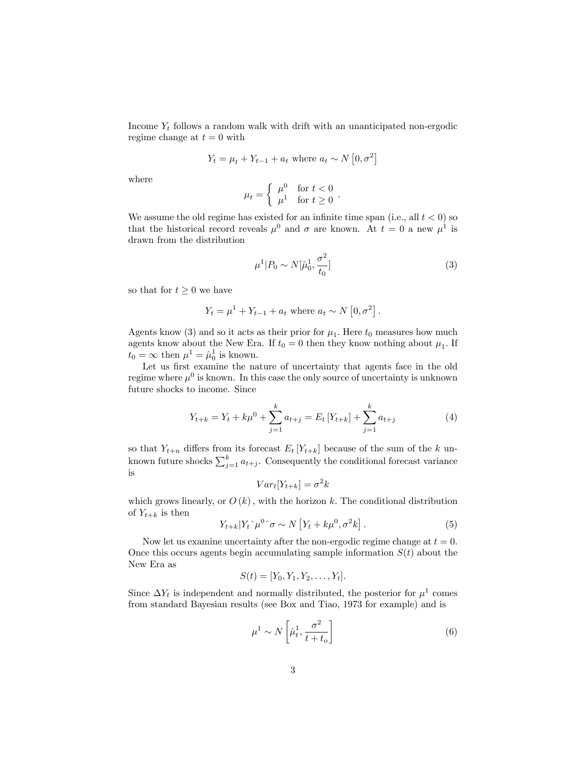Income $Y_t$ follows a random walk with drift with an unanticipated non-ergodic regime change at $t = 0$ with

$$Y_t = \mu_t + Y_{t-1} + a_t \text{ where } a_t \sim N\left[0, \sigma^2\right]$$

where

$$\mu_t = \begin{cases} \mu^0 & \text{for } t < 0 \\ \mu^1 & \text{for } t \geq 0 \end{cases}.$$

We assume the old regime has existed for an infinite time span (i.e., all $t < 0$) so that the historical record reveals $\mu^0$ and $\sigma$ are known. At $t = 0$ a new $\mu^1$ is drawn from the distribution

$$\mu^1 | P_0 \sim N[\hat{\mu}_0^1, \frac{\sigma^2}{t_0}] \tag{3}$$

so that for $t \geq 0$ we have

$$Y_t = \mu^1 + Y_{t-1} + a_t \text{ where } a_t \sim N\left[0, \sigma^2\right].$$

Agents know (3) and so it acts as their prior for $\mu_1$. Here $t_0$ measures how much agents know about the New Era. If $t_0 = 0$ then they know nothing about $\mu_1$. If $t_0 = \infty$ then $\mu^1 = \hat{\mu}_0^1$ is known.

Let us first examine the nature of uncertainty that agents face in the old regime where $\mu^0$ is known. In this case the only source of uncertainty is unknown future shocks to income. Since

$$Y_{t+k} = Y_t + k\mu^0 + \sum_{j=1}^{k} a_{t+j} = E_t\left[Y_{t+k}\right] + \sum_{j=1}^{k} a_{t+j} \tag{4}$$

so that $Y_{t+n}$ differs from its forecast $E_t\left[Y_{t+k}\right]$ because of the sum of the $k$ unknown future shocks $\sum_{j=1}^{k} a_{t+j}$. Consequently the conditional forecast variance is

$$Var_t[Y_{t+k}] = \sigma^2 k$$

which grows linearly, or $O(k)$, with the horizon $k$. The conditional distribution of $Y_{t+k}$ is then

$$Y_{t+k} | Y_t \hat{\ } \mu^0 \hat{\ } \sigma \sim N\left[Y_t + k\mu^0, \sigma^2 k\right]. \tag{5}$$

Now let us examine uncertainty after the non-ergodic regime change at $t = 0$. Once this occurs agents begin accumulating sample information $S(t)$ about the New Era as

$$S(t) = [Y_0, Y_1, Y_2, \ldots, Y_t].$$

Since $\Delta Y_t$ is independent and normally distributed, the posterior for $\mu^1$ comes from standard Bayesian results (see Box and Tiao, 1973 for example) and is

$$\mu^1 \sim N\left[\hat{\mu}_t^1, \frac{\sigma^2}{t + t_o}\right] \tag{6}$$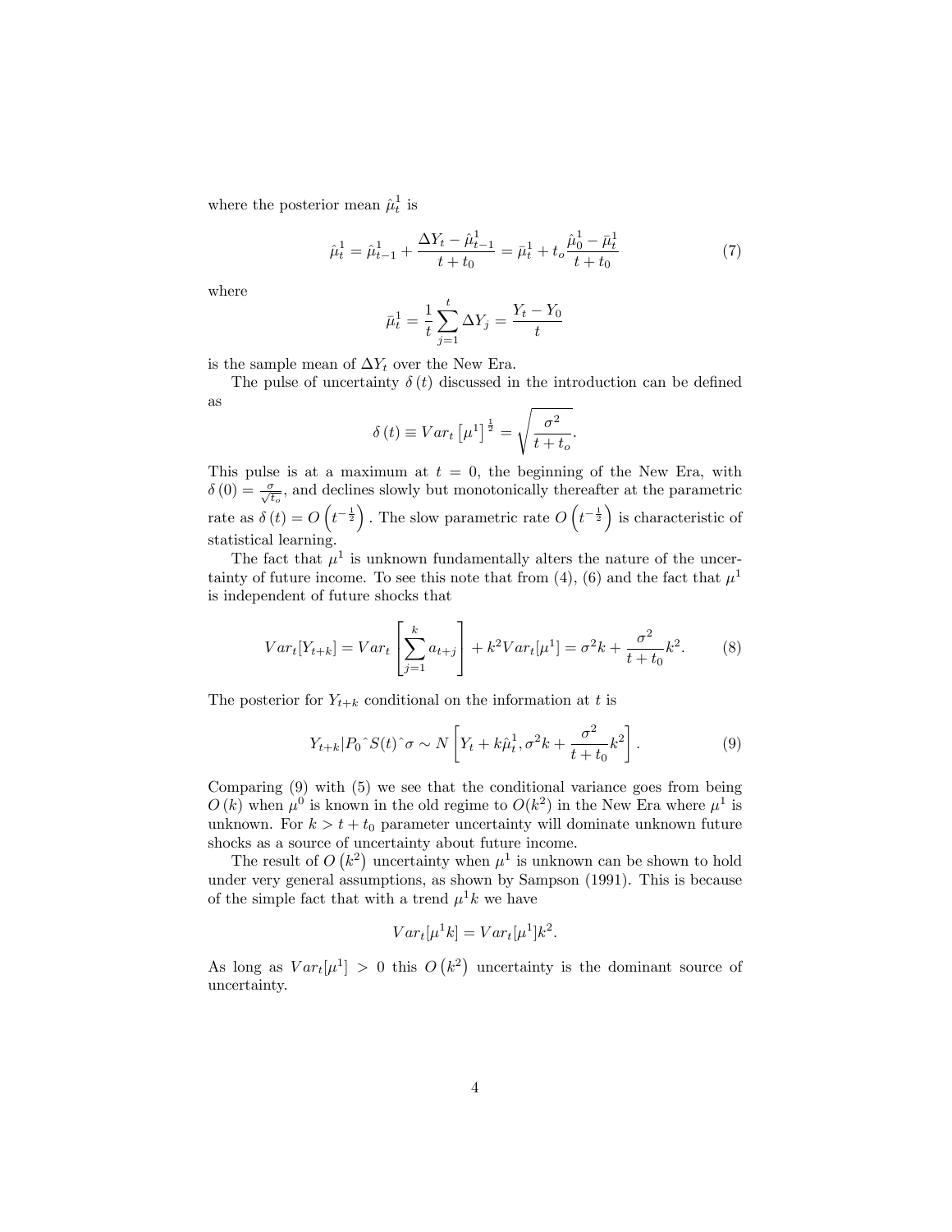where the posterior mean $\hat{\mu}_t^1$ is

$$\hat{\mu}_t^1 = \hat{\mu}_{t-1}^1 + \frac{\Delta Y_t - \hat{\mu}_{t-1}^1}{t + t_0} = \bar{\mu}_t^1 + t_o \frac{\hat{\mu}_0^1 - \bar{\mu}_t^1}{t + t_0} \tag{7}$$

where

$$\bar{\mu}_t^1 = \frac{1}{t} \sum_{j=1}^{t} \Delta Y_j = \frac{Y_t - Y_0}{t}$$

is the sample mean of $\Delta Y_t$ over the New Era.

The pulse of uncertainty $\delta(t)$ discussed in the introduction can be defined as

$$\delta(t) \equiv Var_t \left[\mu^1\right]^{\frac{1}{2}} = \sqrt{\frac{\sigma^2}{t + t_o}}.$$

This pulse is at a maximum at $t = 0$, the beginning of the New Era, with $\delta(0) = \frac{\sigma}{\sqrt{t_o}}$, and declines slowly but monotonically thereafter at the parametric rate as $\delta(t) = O\left(t^{-\frac{1}{2}}\right)$. The slow parametric rate $O\left(t^{-\frac{1}{2}}\right)$ is characteristic of statistical learning.

The fact that $\mu^1$ is unknown fundamentally alters the nature of the uncertainty of future income. To see this note that from (4), (6) and the fact that $\mu^1$ is independent of future shocks that

$$Var_t[Y_{t+k}] = Var_t \left[\sum_{j=1}^{k} a_{t+j}\right] + k^2 Var_t[\mu^1] = \sigma^2 k + \frac{\sigma^2}{t + t_0} k^2. \tag{8}$$

The posterior for $Y_{t+k}$ conditional on the information at $t$ is

$$Y_{t+k} | P_0 \hat{\ } S(t) \hat{\ } \sigma \sim N\left[Y_t + k\hat{\mu}_t^1, \sigma^2 k + \frac{\sigma^2}{t + t_0} k^2\right]. \tag{9}$$

Comparing (9) with (5) we see that the conditional variance goes from being $O(k)$ when $\mu^0$ is known in the old regime to $O(k^2)$ in the New Era where $\mu^1$ is unknown. For $k > t + t_0$ parameter uncertainty will dominate unknown future shocks as a source of uncertainty about future income.

The result of $O\left(k^2\right)$ uncertainty when $\mu^1$ is unknown can be shown to hold under very general assumptions, as shown by Sampson (1991). This is because of the simple fact that with a trend $\mu^1 k$ we have

$$Var_t[\mu^1 k] = Var_t[\mu^1] k^2.$$

As long as $Var_t[\mu^1] > 0$ this $O\left(k^2\right)$ uncertainty is the dominant source of uncertainty.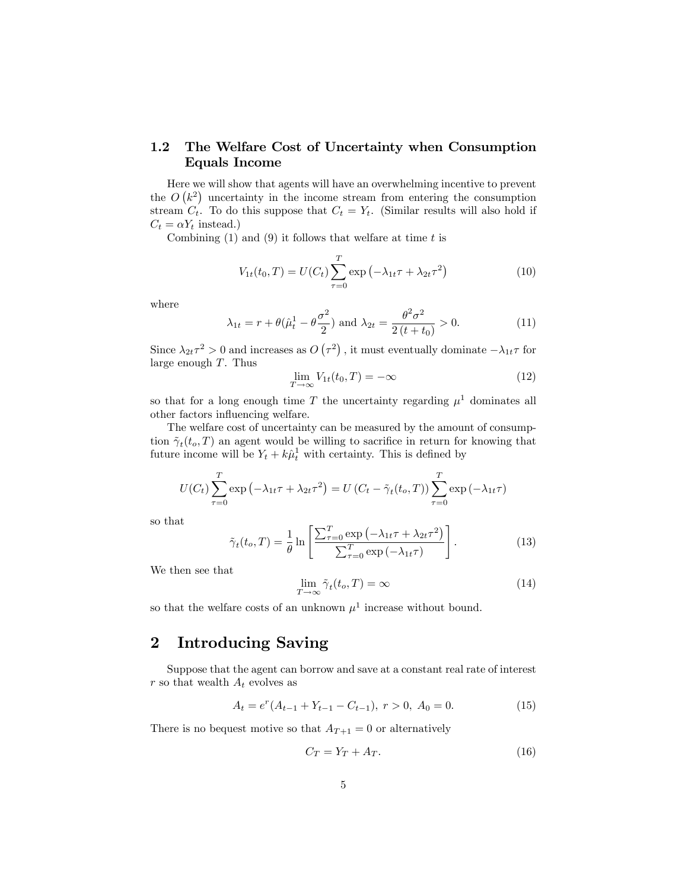### 1.2 The Welfare Cost of Uncertainty when Consumption Equals Income

Here we will show that agents will have an overwhelming incentive to prevent the $O(k^2)$ uncertainty in the income stream from entering the consumption stream $C_t$. To do this suppose that $C_t = Y_t$. (Similar results will also hold if $C_t = \alpha Y_t$ instead.)

Combining (1) and (9) it follows that welfare at time $t$ is

$$V_{1t}(t_0, T) = U(C_t) \sum_{\tau=0}^{T} \exp\left(-\lambda_{1t}\tau + \lambda_{2t}\tau^2\right) \tag{10}$$

where

$$\lambda_{1t} = r + \theta(\hat{\mu}_t^1 - \theta\frac{\sigma^2}{2}) \text{ and } \lambda_{2t} = \frac{\theta^2\sigma^2}{2(t+t_0)} > 0. \tag{11}$$

Since $\lambda_{2t}\tau^2 > 0$ and increases as $O(\tau^2)$, it must eventually dominate $-\lambda_{1t}\tau$ for large enough $T$. Thus

$$\lim_{T\to\infty} V_{1t}(t_0, T) = -\infty \tag{12}$$

so that for a long enough time $T$ the uncertainty regarding $\mu^1$ dominates all other factors influencing welfare.

The welfare cost of uncertainty can be measured by the amount of consumption $\tilde{\gamma}_t(t_o, T)$ an agent would be willing to sacrifice in return for knowing that future income will be $Y_t + k\hat{\mu}_t^1$ with certainty. This is defined by

$$U(C_t) \sum_{\tau=0}^{T} \exp\left(-\lambda_{1t}\tau + \lambda_{2t}\tau^2\right) = U\left(C_t - \tilde{\gamma}_t(t_o, T)\right) \sum_{\tau=0}^{T} \exp\left(-\lambda_{1t}\tau\right)$$

so that

$$\tilde{\gamma}_t(t_o, T) = \frac{1}{\theta} \ln\left[\frac{\sum_{\tau=0}^{T} \exp\left(-\lambda_{1t}\tau + \lambda_{2t}\tau^2\right)}{\sum_{\tau=0}^{T} \exp\left(-\lambda_{1t}\tau\right)}\right]. \tag{13}$$

We then see that

$$\lim_{T\to\infty} \tilde{\gamma}_t(t_o, T) = \infty \tag{14}$$

so that the welfare costs of an unknown $\mu^1$ increase without bound.

## 2 Introducing Saving

Suppose that the agent can borrow and save at a constant real rate of interest $r$ so that wealth $A_t$ evolves as

$$A_t = e^r(A_{t-1} + Y_{t-1} - C_{t-1}),\ r > 0,\ A_0 = 0. \tag{15}$$

There is no bequest motive so that $A_{T+1} = 0$ or alternatively

$$C_T = Y_T + A_T. \tag{16}$$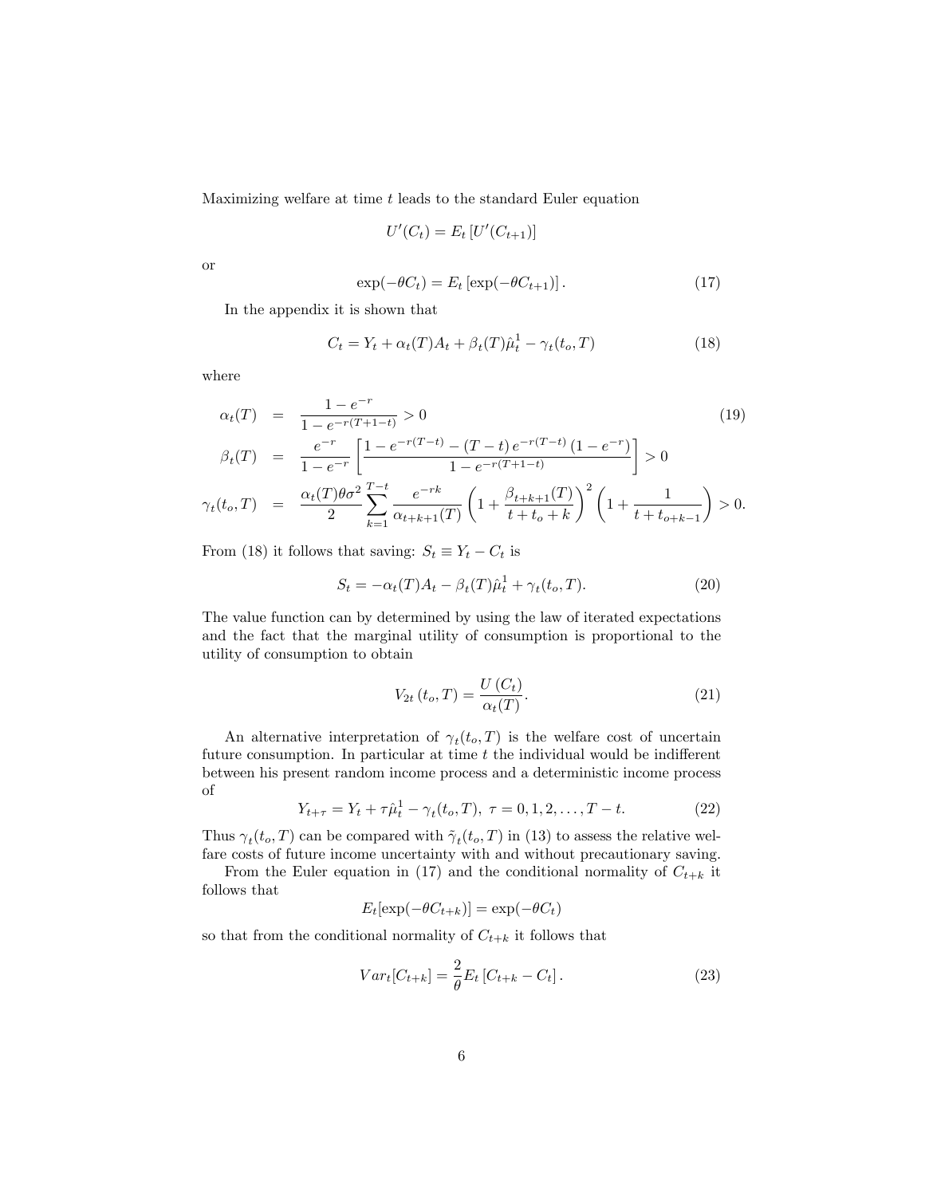Maximizing welfare at time $t$ leads to the standard Euler equation

$$U'(C_t) = E_t\left[U'(C_{t+1})\right]$$

or

$$\exp(-\theta C_t) = E_t\left[\exp(-\theta C_{t+1})\right]. \tag{17}$$

In the appendix it is shown that

$$C_t = Y_t + \alpha_t(T)A_t + \beta_t(T)\hat{\mu}_t^1 - \gamma_t(t_o, T) \tag{18}$$

where

$$\begin{aligned}
\alpha_t(T) &= \frac{1-e^{-r}}{1-e^{-r(T+1-t)}} > 0 \qquad (19)\\
\beta_t(T) &= \frac{e^{-r}}{1-e^{-r}}\left[\frac{1-e^{-r(T-t)} - (T-t)\, e^{-r(T-t)}\left(1-e^{-r}\right)}{1-e^{-r(T+1-t)}}\right] > 0 \\
\gamma_t(t_o, T) &= \frac{\alpha_t(T)\theta\sigma^2}{2}\sum_{k=1}^{T-t}\frac{e^{-rk}}{\alpha_{t+k+1}(T)}\left(1+\frac{\beta_{t+k+1}(T)}{t+t_o+k}\right)^2\left(1+\frac{1}{t+t_{o+k-1}}\right) > 0.
\end{aligned}$$

From (18) it follows that saving: $S_t \equiv Y_t - C_t$ is

$$S_t = -\alpha_t(T)A_t - \beta_t(T)\hat{\mu}_t^1 + \gamma_t(t_o, T). \tag{20}$$

The value function can by determined by using the law of iterated expectations and the fact that the marginal utility of consumption is proportional to the utility of consumption to obtain

$$V_{2t}\left(t_o, T\right) = \frac{U\left(C_t\right)}{\alpha_t(T)}. \tag{21}$$

An alternative interpretation of $\gamma_t(t_o, T)$ is the welfare cost of uncertain future consumption. In particular at time $t$ the individual would be indifferent between his present random income process and a deterministic income process of

$$Y_{t+\tau} = Y_t + \tau\hat{\mu}_t^1 - \gamma_t(t_o, T),\ \tau = 0, 1, 2, \ldots, T-t. \tag{22}$$

Thus $\gamma_t(t_o, T)$ can be compared with $\tilde{\gamma}_t(t_o, T)$ in (13) to assess the relative welfare costs of future income uncertainty with and without precautionary saving.

From the Euler equation in (17) and the conditional normality of $C_{t+k}$ it follows that

$$E_t[\exp(-\theta C_{t+k})] = \exp(-\theta C_t)$$

so that from the conditional normality of $C_{t+k}$ it follows that

$$Var_t[C_{t+k}] = \frac{2}{\theta}E_t\left[C_{t+k} - C_t\right]. \tag{23}$$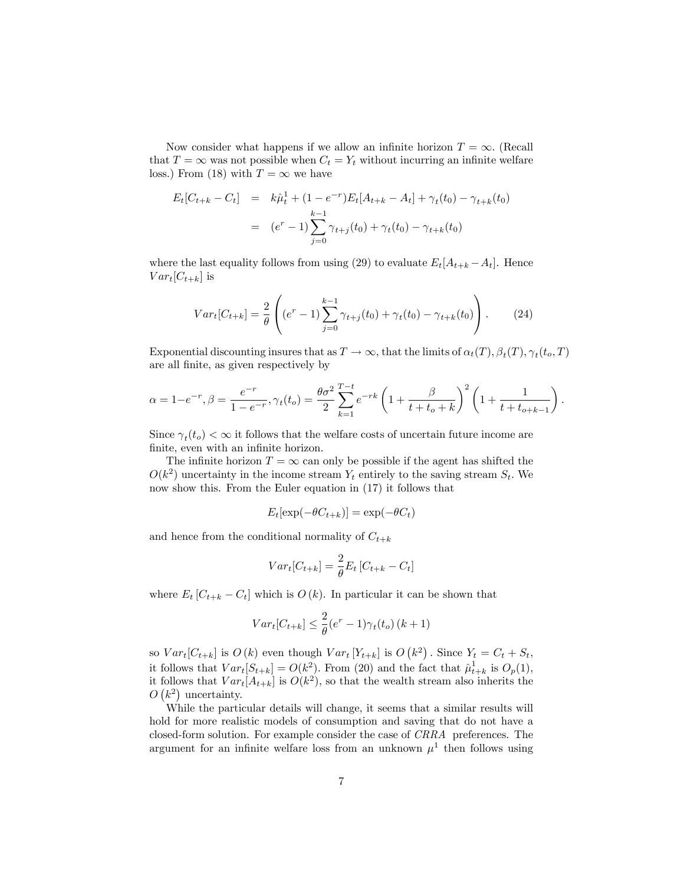Now consider what happens if we allow an infinite horizon $T = \infty$. (Recall that $T = \infty$ was not possible when $C_t = Y_t$ without incurring an infinite welfare loss.) From (18) with $T = \infty$ we have

$$
\begin{aligned}
E_t[C_{t+k} - C_t] &= k\hat{\mu}_t^1 + (1 - e^{-r})E_t[A_{t+k} - A_t] + \gamma_t(t_0) - \gamma_{t+k}(t_0) \\
&= (e^r - 1)\sum_{j=0}^{k-1} \gamma_{t+j}(t_0) + \gamma_t(t_0) - \gamma_{t+k}(t_0)
\end{aligned}
$$

where the last equality follows from using (29) to evaluate $E_t[A_{t+k} - A_t]$. Hence $Var_t[C_{t+k}]$ is

$$
Var_t[C_{t+k}] = \frac{2}{\theta}\left( (e^r - 1)\sum_{j=0}^{k-1} \gamma_{t+j}(t_0) + \gamma_t(t_0) - \gamma_{t+k}(t_0) \right). \tag{24}
$$

Exponential discounting insures that as $T \to \infty$, that the limits of $\alpha_t(T), \beta_t(T), \gamma_t(t_o, T)$ are all finite, as given respectively by

$$
\alpha = 1 - e^{-r}, \beta = \frac{e^{-r}}{1 - e^{-r}}, \gamma_t(t_o) = \frac{\theta\sigma^2}{2}\sum_{k=1}^{T-t} e^{-rk}\left(1 + \frac{\beta}{t + t_o + k}\right)^2\left(1 + \frac{1}{t + t_{o+k-1}}\right).
$$

Since $\gamma_t(t_o) < \infty$ it follows that the welfare costs of uncertain future income are finite, even with an infinite horizon.

The infinite horizon $T = \infty$ can only be possible if the agent has shifted the $O(k^2)$ uncertainty in the income stream $Y_t$ entirely to the saving stream $S_t$. We now show this. From the Euler equation in (17) it follows that

$$
E_t[\exp(-\theta C_{t+k})] = \exp(-\theta C_t)
$$

and hence from the conditional normality of $C_{t+k}$

$$
Var_t[C_{t+k}] = \frac{2}{\theta}E_t\left[C_{t+k} - C_t\right]
$$

where $E_t\left[C_{t+k} - C_t\right]$ which is $O(k)$. In particular it can be shown that

$$
Var_t[C_{t+k}] \leq \frac{2}{\theta}(e^r - 1)\gamma_t(t_o)(k + 1)
$$

so $Var_t[C_{t+k}]$ is $O(k)$ even though $Var_t[Y_{t+k}]$ is $O(k^2)$. Since $Y_t = C_t + S_t$, it follows that $Var_t[S_{t+k}] = O(k^2)$. From (20) and the fact that $\hat{\mu}_{t+k}^1$ is $O_p(1)$, it follows that $Var_t[A_{t+k}]$ is $O(k^2)$, so that the wealth stream also inherits the $O(k^2)$ uncertainty.

While the particular details will change, it seems that a similar results will hold for more realistic models of consumption and saving that do not have a closed-form solution. For example consider the case of *CRRA* preferences. The argument for an infinite welfare loss from an unknown $\mu^1$ then follows using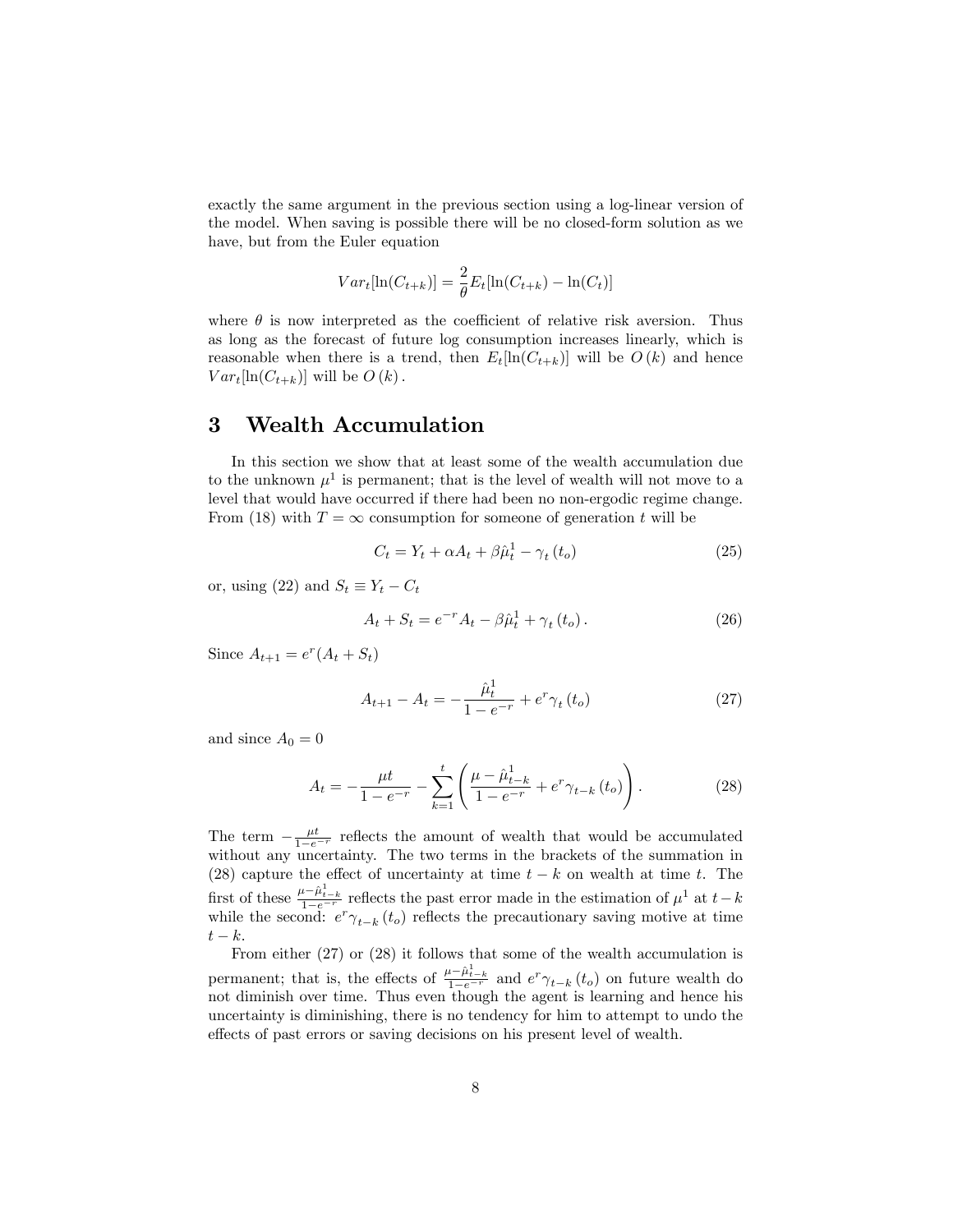exactly the same argument in the previous section using a log-linear version of the model. When saving is possible there will be no closed-form solution as we have, but from the Euler equation

$$Var_t[\ln(C_{t+k})] = \frac{2}{\theta} E_t[\ln(C_{t+k}) - \ln(C_t)]$$

where $\theta$ is now interpreted as the coefficient of relative risk aversion. Thus as long as the forecast of future log consumption increases linearly, which is reasonable when there is a trend, then $E_t[\ln(C_{t+k})]$ will be $O(k)$ and hence $Var_t[\ln(C_{t+k})]$ will be $O(k)$.

# 3 Wealth Accumulation

In this section we show that at least some of the wealth accumulation due to the unknown $\mu^1$ is permanent; that is the level of wealth will not move to a level that would have occurred if there had been no non-ergodic regime change. From (18) with $T = \infty$ consumption for someone of generation $t$ will be

$$C_t = Y_t + \alpha A_t + \beta \hat{\mu}_t^1 - \gamma_t(t_o) \tag{25}$$

or, using (22) and $S_t \equiv Y_t - C_t$

$$A_t + S_t = e^{-r} A_t - \beta \hat{\mu}_t^1 + \gamma_t(t_o). \tag{26}$$

Since $A_{t+1} = e^r(A_t + S_t)$

$$A_{t+1} - A_t = -\frac{\hat{\mu}_t^1}{1 - e^{-r}} + e^r \gamma_t(t_o) \tag{27}$$

and since $A_0 = 0$

$$A_t = -\frac{\mu t}{1 - e^{-r}} - \sum_{k=1}^{t} \left( \frac{\mu - \hat{\mu}_{t-k}^1}{1 - e^{-r}} + e^r \gamma_{t-k}(t_o) \right). \tag{28}$$

The term $-\frac{\mu t}{1-e^{-r}}$ reflects the amount of wealth that would be accumulated without any uncertainty. The two terms in the brackets of the summation in (28) capture the effect of uncertainty at time $t-k$ on wealth at time $t$. The first of these $\frac{\mu - \hat{\mu}_{t-k}^1}{1-e^{-r}}$ reflects the past error made in the estimation of $\mu^1$ at $t-k$ while the second: $e^r \gamma_{t-k}(t_o)$ reflects the precautionary saving motive at time $t-k$.

From either (27) or (28) it follows that some of the wealth accumulation is permanent; that is, the effects of $\frac{\mu - \hat{\mu}_{t-k}^1}{1-e^{-r}}$ and $e^r \gamma_{t-k}(t_o)$ on future wealth do not diminish over time. Thus even though the agent is learning and hence his uncertainty is diminishing, there is no tendency for him to attempt to undo the effects of past errors or saving decisions on his present level of wealth.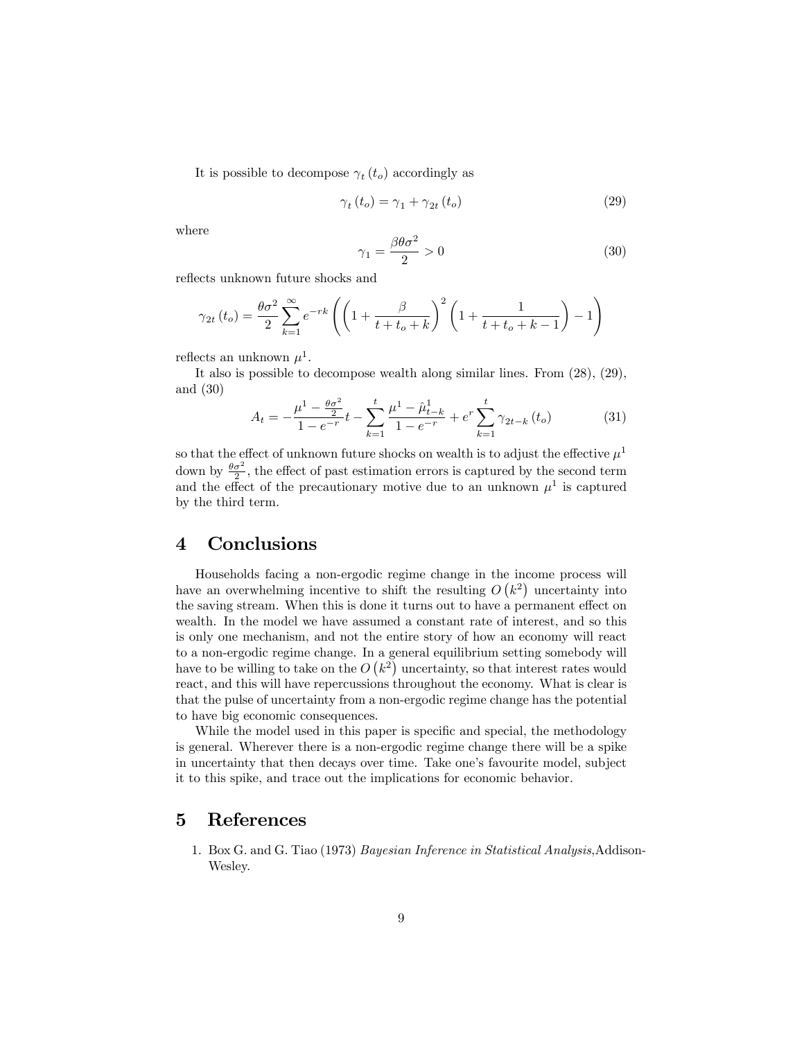It is possible to decompose $\gamma_t(t_o)$ accordingly as

$$\gamma_t(t_o) = \gamma_1 + \gamma_{2t}(t_o) \tag{29}$$

where

$$\gamma_1 = \frac{\beta\theta\sigma^2}{2} > 0 \tag{30}$$

reflects unknown future shocks and

$$\gamma_{2t}(t_o) = \frac{\theta\sigma^2}{2}\sum_{k=1}^{\infty} e^{-rk}\left(\left(1+\frac{\beta}{t+t_o+k}\right)^2\left(1+\frac{1}{t+t_o+k-1}\right)-1\right)$$

reflects an unknown $\mu^1$.

It also is possible to decompose wealth along similar lines. From (28), (29), and (30)

$$A_t = -\frac{\mu^1 - \frac{\theta\sigma^2}{2}}{1-e^{-r}}t - \sum_{k=1}^{t}\frac{\mu^1 - \hat{\mu}^1_{t-k}}{1-e^{-r}} + e^r\sum_{k=1}^{t}\gamma_{2t-k}(t_o) \tag{31}$$

so that the effect of unknown future shocks on wealth is to adjust the effective $\mu^1$ down by $\frac{\theta\sigma^2}{2}$, the effect of past estimation errors is captured by the second term and the effect of the precautionary motive due to an unknown $\mu^1$ is captured by the third term.

# 4 Conclusions

Households facing a non-ergodic regime change in the income process will have an overwhelming incentive to shift the resulting $O(k^2)$ uncertainty into the saving stream. When this is done it turns out to have a permanent effect on wealth. In the model we have assumed a constant rate of interest, and so this is only one mechanism, and not the entire story of how an economy will react to a non-ergodic regime change. In a general equilibrium setting somebody will have to be willing to take on the $O(k^2)$ uncertainty, so that interest rates would react, and this will have repercussions throughout the economy. What is clear is that the pulse of uncertainty from a non-ergodic regime change has the potential to have big economic consequences.

While the model used in this paper is specific and special, the methodology is general. Wherever there is a non-ergodic regime change there will be a spike in uncertainty that then decays over time. Take one's favourite model, subject it to this spike, and trace out the implications for economic behavior.

# 5 References

1. Box G. and G. Tiao (1973) *Bayesian Inference in Statistical Analysis*,Addison-Wesley.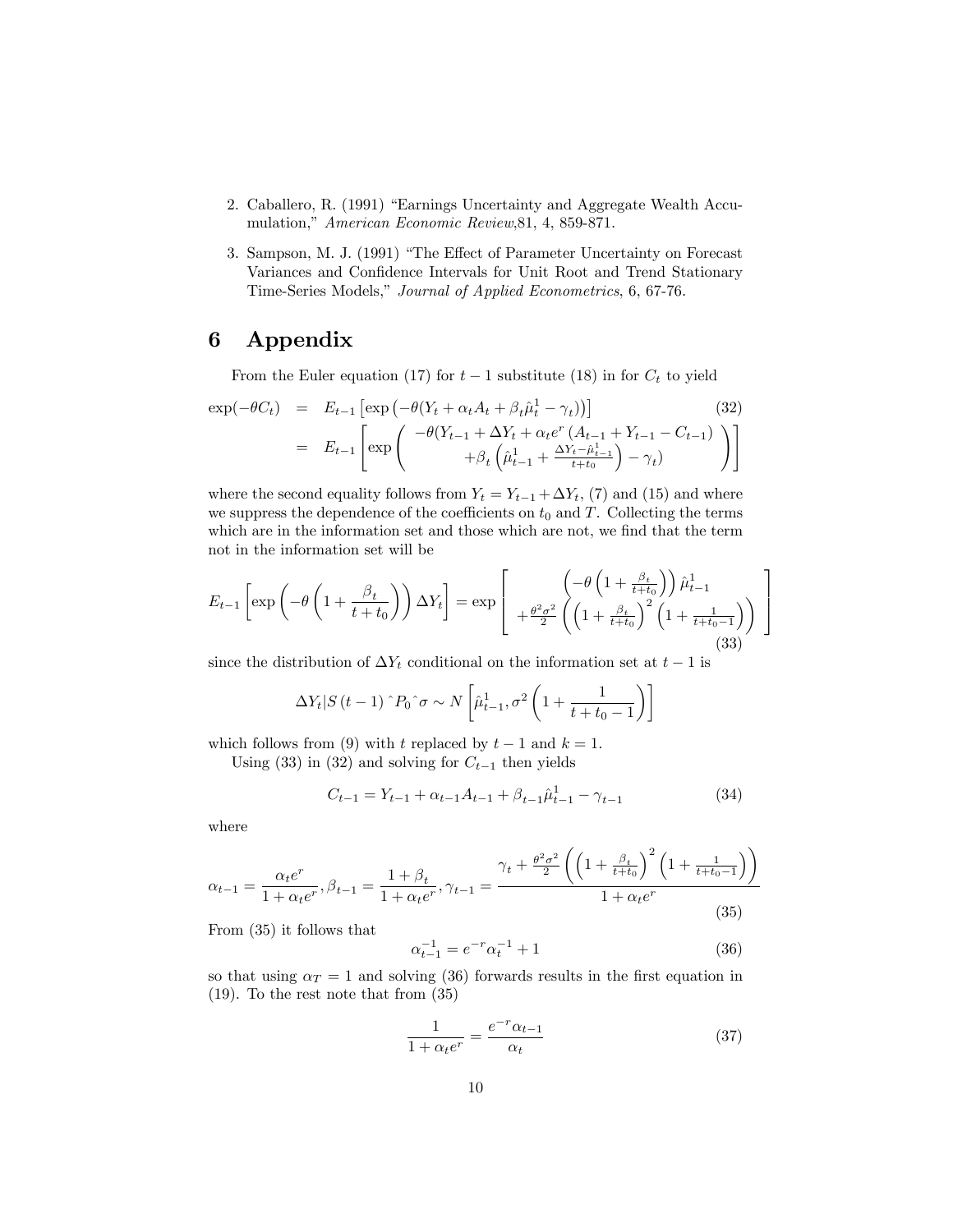2. Caballero, R. (1991) "Earnings Uncertainty and Aggregate Wealth Accumulation," *American Economic Review*,81, 4, 859-871.

3. Sampson, M. J. (1991) "The Effect of Parameter Uncertainty on Forecast Variances and Confidence Intervals for Unit Root and Trend Stationary Time-Series Models," *Journal of Applied Econometrics*, 6, 67-76.

# 6 Appendix

From the Euler equation (17) for $t-1$ substitute (18) in for $C_t$ to yield

$$\begin{aligned}
\exp(-\theta C_t) &= E_{t-1}\left[\exp\left(-\theta(Y_t + \alpha_t A_t + \beta_t \hat{\mu}_t^1 - \gamma_t)\right)\right] \qquad (32) \\
&= E_{t-1}\left[\exp\left(\begin{array}{c} -\theta(Y_{t-1} + \Delta Y_t + \alpha_t e^r \left(A_{t-1} + Y_{t-1} - C_{t-1}\right) \\ +\beta_t\left(\hat{\mu}_{t-1}^1 + \frac{\Delta Y_t - \hat{\mu}_{t-1}^1}{t+t_0}\right) - \gamma_t) \end{array}\right)\right]
\end{aligned}$$

where the second equality follows from $Y_t = Y_{t-1} + \Delta Y_t$, (7) and (15) and where we suppress the dependence of the coefficients on $t_0$ and $T$. Collecting the terms which are in the information set and those which are not, we find that the term not in the information set will be

$$E_{t-1}\left[\exp\left(-\theta\left(1+\frac{\beta_t}{t+t_0}\right)\right)\Delta Y_t\right] = \exp\left[\begin{array}{c} \left(-\theta\left(1+\frac{\beta_t}{t+t_0}\right)\right)\hat{\mu}_{t-1}^1 \\ +\frac{\theta^2\sigma^2}{2}\left(\left(1+\frac{\beta_t}{t+t_0}\right)^2\left(1+\frac{1}{t+t_0-1}\right)\right) \end{array}\right] \qquad (33)$$

since the distribution of $\Delta Y_t$ conditional on the information set at $t-1$ is

$$\Delta Y_t | S\,(t-1)\,\hat{}\,P_0\,\hat{}\,\sigma \sim N\left[\hat{\mu}_{t-1}^1, \sigma^2\left(1+\frac{1}{t+t_0-1}\right)\right]$$

which follows from (9) with $t$ replaced by $t-1$ and $k=1$.

Using (33) in (32) and solving for $C_{t-1}$ then yields

$$C_{t-1} = Y_{t-1} + \alpha_{t-1}A_{t-1} + \beta_{t-1}\hat{\mu}_{t-1}^1 - \gamma_{t-1} \qquad (34)$$

where

$$\alpha_{t-1} = \frac{\alpha_t e^r}{1+\alpha_t e^r}, \beta_{t-1} = \frac{1+\beta_t}{1+\alpha_t e^r}, \gamma_{t-1} = \frac{\gamma_t + \frac{\theta^2\sigma^2}{2}\left(\left(1+\frac{\beta_t}{t+t_0}\right)^2\left(1+\frac{1}{t+t_0-1}\right)\right)}{1+\alpha_t e^r} \qquad (35)$$

From (35) it follows that

$$\alpha_{t-1}^{-1} = e^{-r}\alpha_t^{-1} + 1 \qquad (36)$$

so that using $\alpha_T = 1$ and solving (36) forwards results in the first equation in (19). To the rest note that from (35)

$$\frac{1}{1+\alpha_t e^r} = \frac{e^{-r}\alpha_{t-1}}{\alpha_t} \qquad (37)$$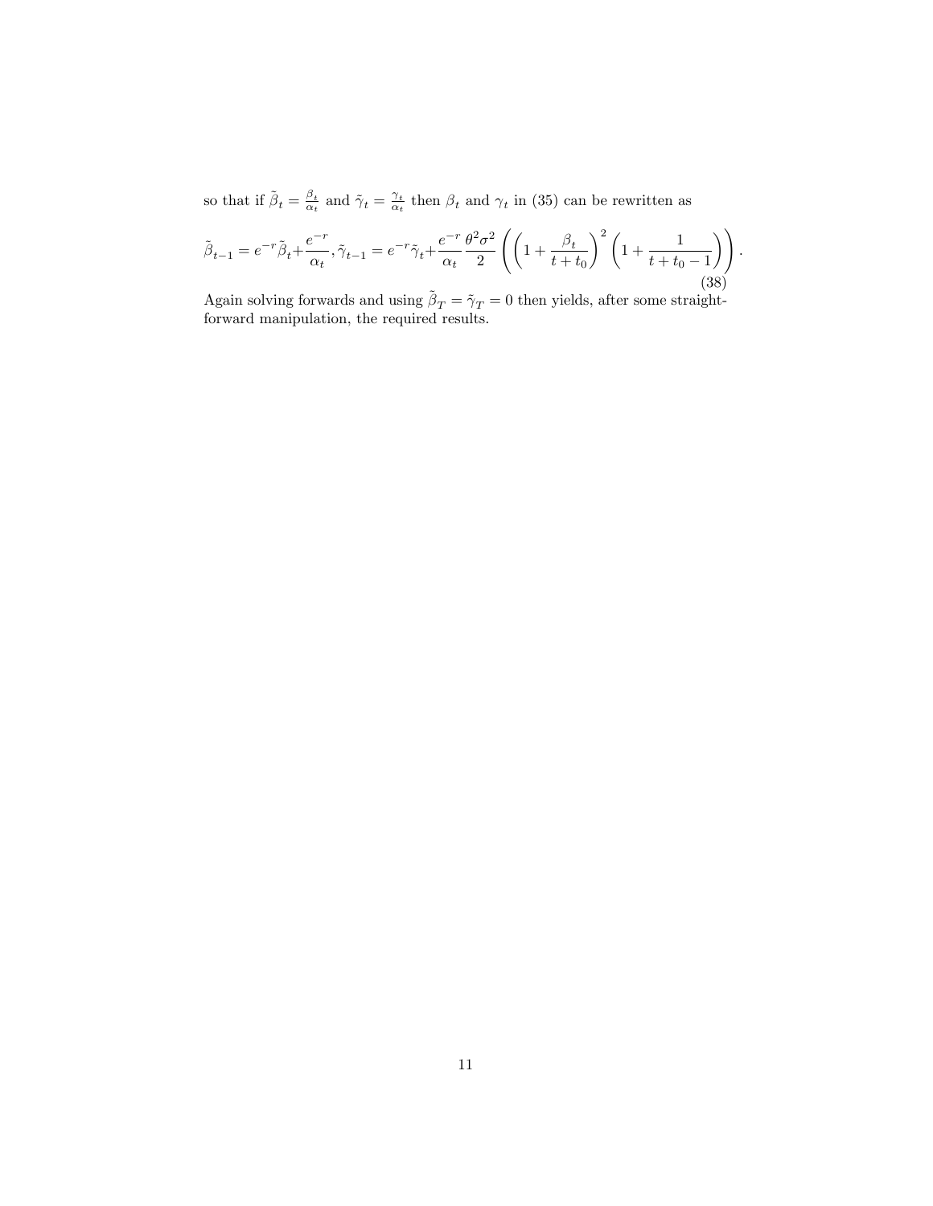so that if $\tilde{\beta}_t = \frac{\beta_t}{\alpha_t}$ and $\tilde{\gamma}_t = \frac{\gamma_t}{\alpha_t}$ then $\beta_t$ and $\gamma_t$ in (35) can be rewritten as

$$\tilde{\beta}_{t-1} = e^{-r}\tilde{\beta}_t + \frac{e^{-r}}{\alpha_t}, \tilde{\gamma}_{t-1} = e^{-r}\tilde{\gamma}_t + \frac{e^{-r}}{\alpha_t}\frac{\theta^2\sigma^2}{2}\left(\left(1+\frac{\beta_t}{t+t_0}\right)^2\left(1+\frac{1}{t+t_0-1}\right)\right). \tag{38}$$

Again solving forwards and using $\tilde{\beta}_T = \tilde{\gamma}_T = 0$ then yields, after some straightforward manipulation, the required results.